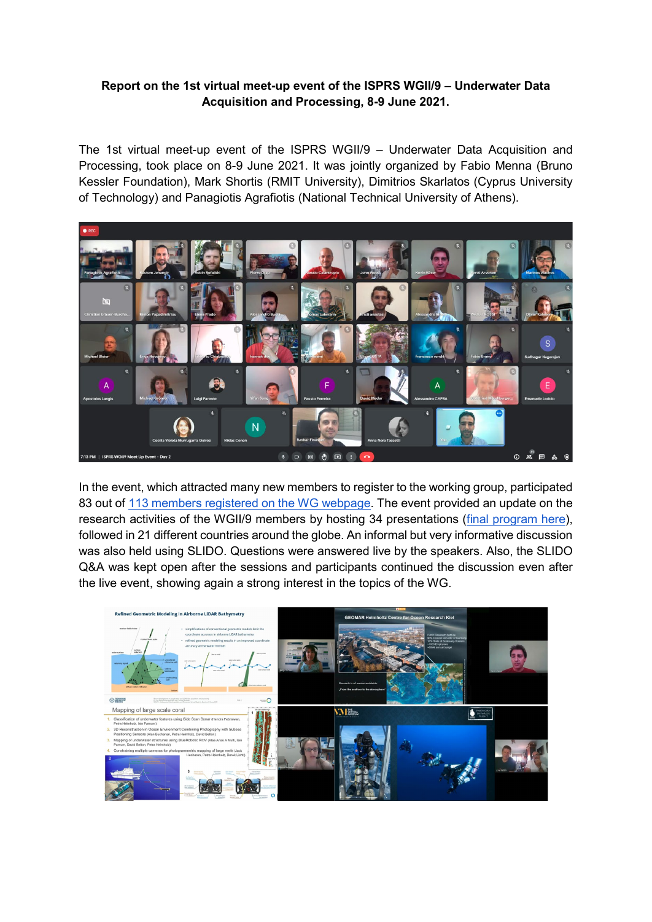**Report on the 1st virtual meet-up event of the ISPRS WGII/9 – Underwater Data Acquisition and Processing, 8-9 June 2021.**

The 1st virtual meet-up event of the ISPRS WGII/9 – Underwater Data Acquisition and Processing, took place on 8-9 June 2021. It was jointly organized by Fabio Menna (Bruno Kessler Foundation), Mark Shortis (RMIT University), Dimitrios Skarlatos (Cyprus University of Technology) and Panagiotis Agrafiotis (National Technical University of Athens).

In the event, which attracted many new members to register to the working group, participated 83 out of 113 members registered on the WG webpage. The event provided an update on the research activities of the WGII/9 members by hosting 34 presentations (final program here), followed in 21 different countries around the globe. An informal but very informative discussion was also held using SLIDO. Questions were answered live by the speakers. Also, the SLIDO Q&A was kept open after the sessions and participants continued the discussion even after the live event, showing again a strong interest in the topics of the WG.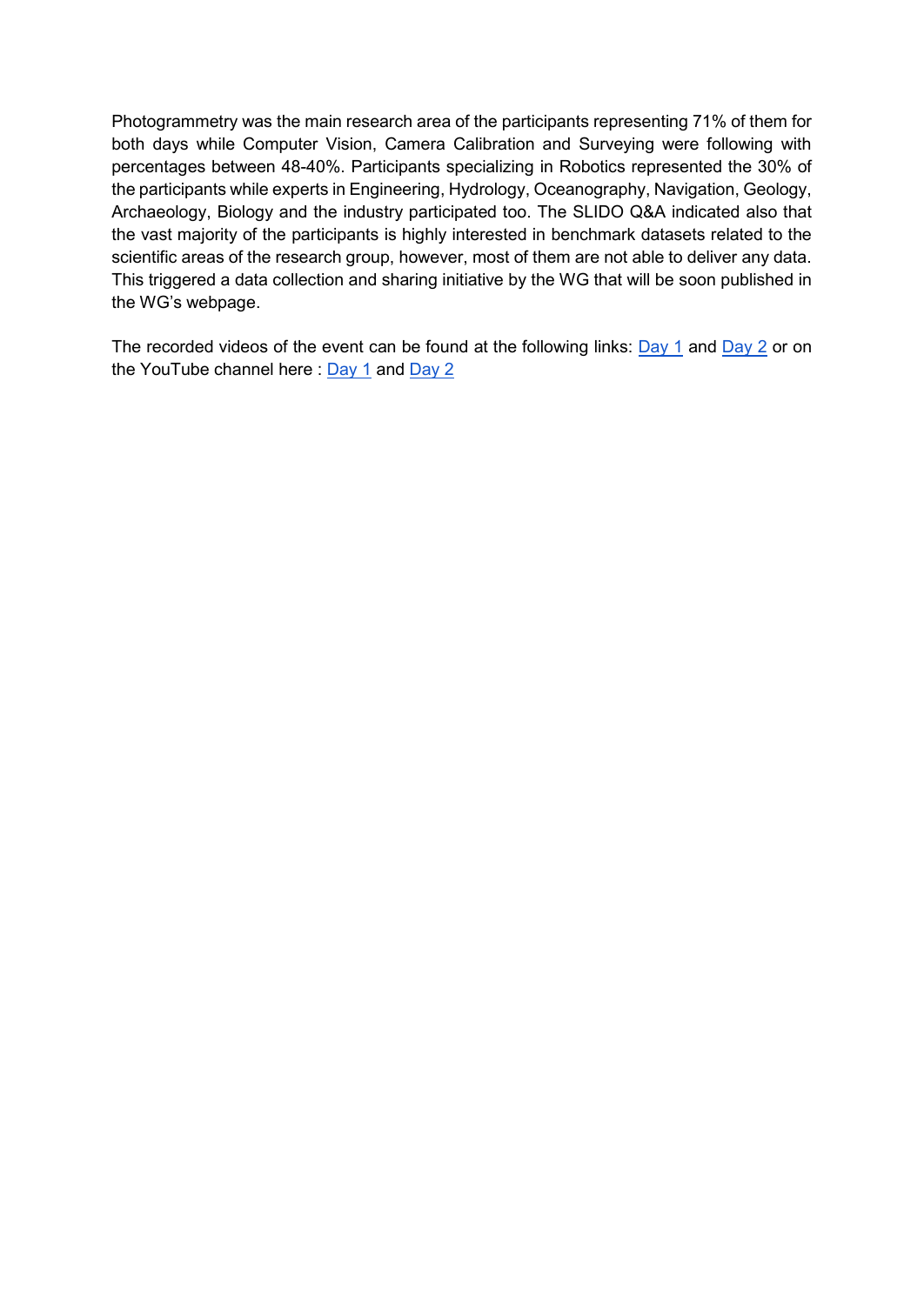Photogrammetry was the main research area of the participants representing 71% of them for both days while Computer Vision, Camera Calibration and Surveying were following with percentages between 48-40%. Participants specializing in Robotics represented the 30% of the participants while experts in Engineering, Hydrology, Oceanography, Navigation, Geology, Archaeology, Biology and the industry participated too. The SLIDO Q&A indicated also that the vast majority of the participants is highly interested in benchmark datasets related to the scientific areas of the research group, however, most of them are not able to deliver any data. This triggered a data collection and sharing initiative by the WG that will be soon published in the WG's webpage.

The recorded videos of the event can be found at the following links: Day 1 and Day 2 or on the YouTube channel here : Day 1 and Day 2